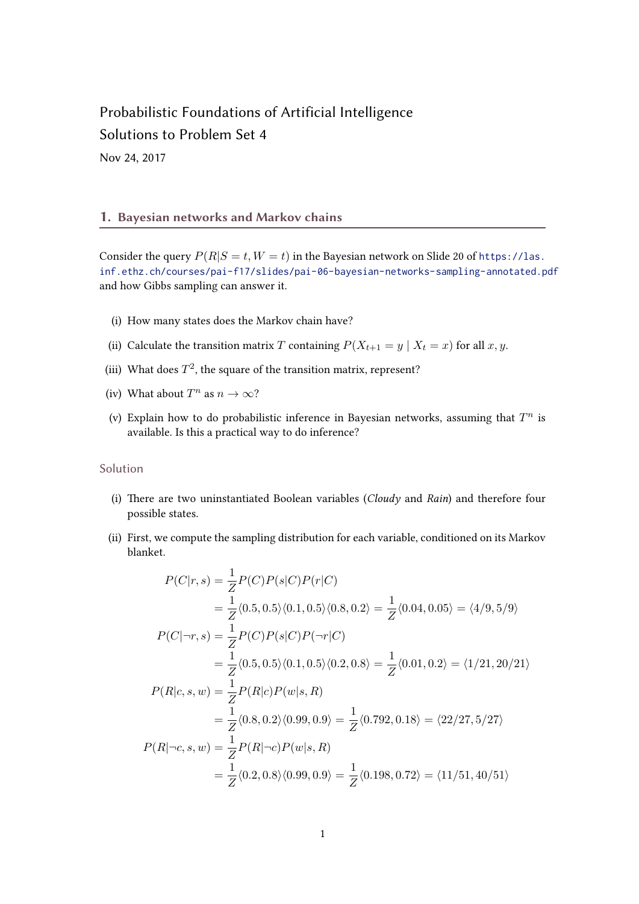Probabilistic Foundations of Artificial Intelligence

Solutions to Problem Set 4

Nov 24, 2017

## 1. Bayesian networks and Markov chains

Consider the query $P(R|S = t, W = t)$ in the Bayesian network on Slide 20 of https://las.inf.ethz.ch/courses/pai-f17/slides/pai-06-bayesian-networks-sampling-annotated.pdf and how Gibbs sampling can answer it.

(i) How many states does the Markov chain have?

(ii) Calculate the transition matrix $T$ containing $P(X_{t+1} = y \mid X_t = x)$ for all $x, y$.

(iii) What does $T^2$, the square of the transition matrix, represent?

(iv) What about $T^n$ as $n \to \infty$?

(v) Explain how to do probabilistic inference in Bayesian networks, assuming that $T^n$ is available. Is this a practical way to do inference?

### Solution

(i) There are two uninstantiated Boolean variables (*Cloudy* and *Rain*) and therefore four possible states.

(ii) First, we compute the sampling distribution for each variable, conditioned on its Markov blanket.

$$
\begin{aligned}
P(C|r, s) &= \frac{1}{Z} P(C) P(s|C) P(r|C) \\
&= \frac{1}{Z} \langle 0.5, 0.5 \rangle \langle 0.1, 0.5 \rangle \langle 0.8, 0.2 \rangle = \frac{1}{Z} \langle 0.04, 0.05 \rangle = \langle 4/9, 5/9 \rangle \\
P(C|\neg r, s) &= \frac{1}{Z} P(C) P(s|C) P(\neg r|C) \\
&= \frac{1}{Z} \langle 0.5, 0.5 \rangle \langle 0.1, 0.5 \rangle \langle 0.2, 0.8 \rangle = \frac{1}{Z} \langle 0.01, 0.2 \rangle = \langle 1/21, 20/21 \rangle \\
P(R|c, s, w) &= \frac{1}{Z} P(R|c) P(w|s, R) \\
&= \frac{1}{Z} \langle 0.8, 0.2 \rangle \langle 0.99, 0.9 \rangle = \frac{1}{Z} \langle 0.792, 0.18 \rangle = \langle 22/27, 5/27 \rangle \\
P(R|\neg c, s, w) &= \frac{1}{Z} P(R|\neg c) P(w|s, R) \\
&= \frac{1}{Z} \langle 0.2, 0.8 \rangle \langle 0.99, 0.9 \rangle = \frac{1}{Z} \langle 0.198, 0.72 \rangle = \langle 11/51, 40/51 \rangle
\end{aligned}
$$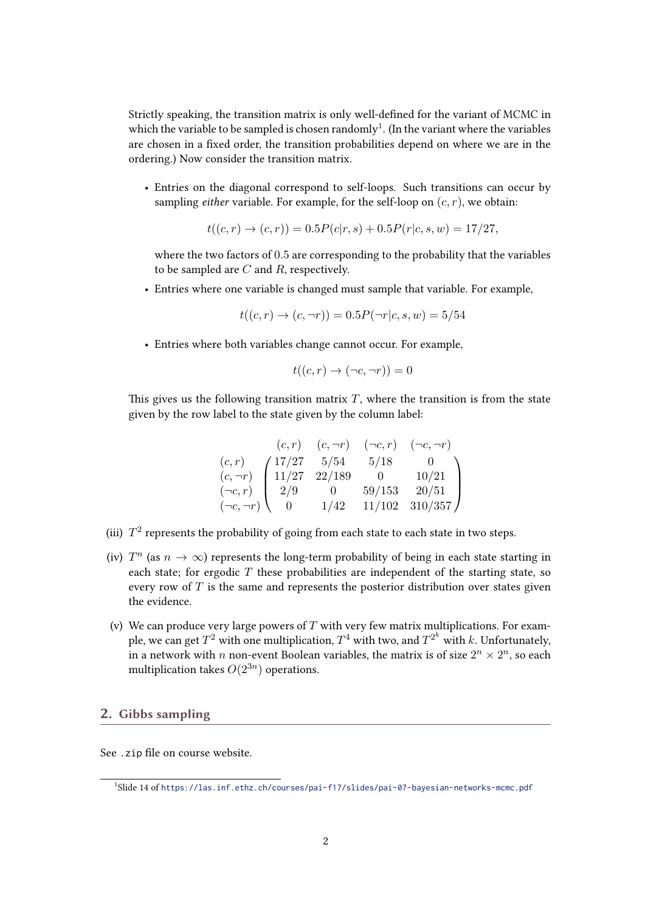Strictly speaking, the transition matrix is only well-defined for the variant of MCMC in which the variable to be sampled is chosen randomly[1]. (In the variant where the variables are chosen in a fixed order, the transition probabilities depend on where we are in the ordering.) Now consider the transition matrix.

- Entries on the diagonal correspond to self-loops. Such transitions can occur by sampling *either* variable. For example, for the self-loop on $(c, r)$, we obtain:

$$t((c,r) \to (c,r)) = 0.5P(c|r,s) + 0.5P(r|c,s,w) = 17/27,$$

where the two factors of $0.5$ are corresponding to the probability that the variables to be sampled are $C$ and $R$, respectively.

- Entries where one variable is changed must sample that variable. For example,

$$t((c,r) \to (c,\neg r)) = 0.5P(\neg r|c,s,w) = 5/54$$

- Entries where both variables change cannot occur. For example,

$$t((c,r) \to (\neg c,\neg r)) = 0$$

This gives us the following transition matrix $T$, where the transition is from the state given by the row label to the state given by the column label:

$$\begin{array}{c} \\ (c,r) \\ (c,\neg r) \\ (\neg c, r) \\ (\neg c, \neg r) \end{array}
\begin{array}{c}
\begin{array}{cccc} (c,r) & (c,\neg r) & (\neg c,r) & (\neg c,\neg r) \end{array} \\
\begin{pmatrix}
17/27 & 5/54 & 5/18 & 0 \\
11/27 & 22/189 & 0 & 10/21 \\
2/9 & 0 & 59/153 & 20/51 \\
0 & 1/42 & 11/102 & 310/357
\end{pmatrix}
\end{array}$$

(iii) $T^2$ represents the probability of going from each state to each state in two steps.

(iv) $T^n$ (as $n \to \infty$) represents the long-term probability of being in each state starting in each state; for ergodic $T$ these probabilities are independent of the starting state, so every row of $T$ is the same and represents the posterior distribution over states given the evidence.

(v) We can produce very large powers of $T$ with very few matrix multiplications. For example, we can get $T^2$ with one multiplication, $T^4$ with two, and $T^{2^k}$ with $k$. Unfortunately, in a network with $n$ non-event Boolean variables, the matrix is of size $2^n \times 2^n$, so each multiplication takes $O(2^{3n})$ operations.

## 2. Gibbs sampling

See `.zip` file on course website.

[1] Slide 14 of https://las.inf.ethz.ch/courses/pai-f17/slides/pai-07-bayesian-networks-mcmc.pdf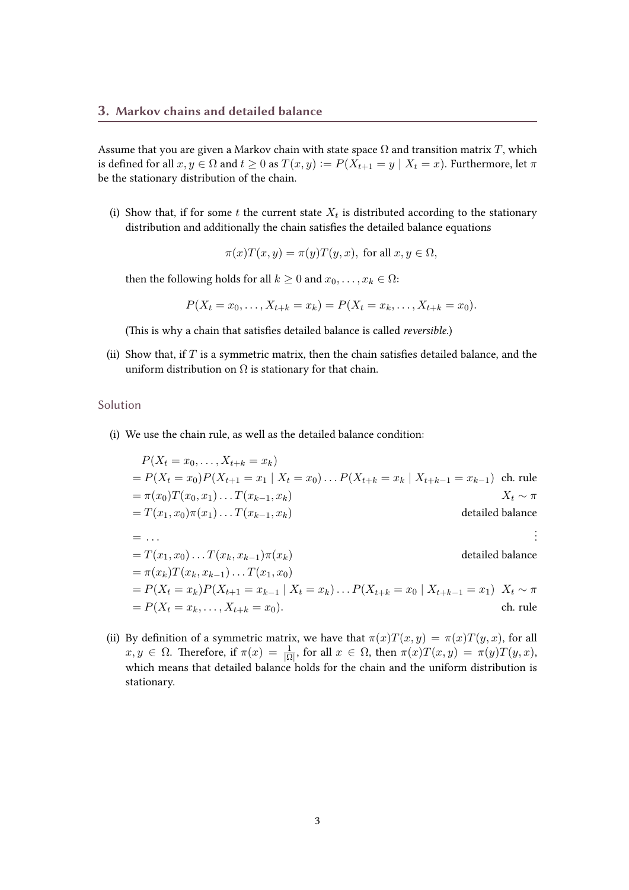## 3. Markov chains and detailed balance

Assume that you are given a Markov chain with state space $\Omega$ and transition matrix $T$, which is defined for all $x, y \in \Omega$ and $t \geq 0$ as $T(x, y) := P(X_{t+1} = y \mid X_t = x)$. Furthermore, let $\pi$ be the stationary distribution of the chain.

(i) Show that, if for some $t$ the current state $X_t$ is distributed according to the stationary distribution and additionally the chain satisfies the detailed balance equations

$$\pi(x)T(x, y) = \pi(y)T(y, x), \text{ for all } x, y \in \Omega,$$

then the following holds for all $k \geq 0$ and $x_0, \ldots, x_k \in \Omega$:

$$P(X_t = x_0, \ldots, X_{t+k} = x_k) = P(X_t = x_k, \ldots, X_{t+k} = x_0).$$

(This is why a chain that satisfies detailed balance is called *reversible*.)

(ii) Show that, if $T$ is a symmetric matrix, then the chain satisfies detailed balance, and the uniform distribution on $\Omega$ is stationary for that chain.

### Solution

(i) We use the chain rule, as well as the detailed balance condition:

$$
\begin{aligned}
&P(X_t = x_0, \ldots, X_{t+k} = x_k) \\
&= P(X_t = x_0)P(X_{t+1} = x_1 \mid X_t = x_0) \ldots P(X_{t+k} = x_k \mid X_{t+k-1} = x_{k-1}) && \text{ch. rule} \\
&= \pi(x_0)T(x_0, x_1) \ldots T(x_{k-1}, x_k) && X_t \sim \pi \\
&= T(x_1, x_0)\pi(x_1) \ldots T(x_{k-1}, x_k) && \text{detailed balance} \\
&= \ldots && \vdots \\
&= T(x_1, x_0) \ldots T(x_k, x_{k-1})\pi(x_k) && \text{detailed balance} \\
&= \pi(x_k)T(x_k, x_{k-1}) \ldots T(x_1, x_0) \\
&= P(X_t = x_k)P(X_{t+1} = x_{k-1} \mid X_t = x_k) \ldots P(X_{t+k} = x_0 \mid X_{t+k-1} = x_1) && X_t \sim \pi \\
&= P(X_t = x_k, \ldots, X_{t+k} = x_0). && \text{ch. rule}
\end{aligned}
$$

(ii) By definition of a symmetric matrix, we have that $\pi(x)T(x, y) = \pi(x)T(y, x)$, for all $x, y \in \Omega$. Therefore, if $\pi(x) = \frac{1}{|\Omega|}$, for all $x \in \Omega$, then $\pi(x)T(x, y) = \pi(y)T(y, x)$, which means that detailed balance holds for the chain and the uniform distribution is stationary.